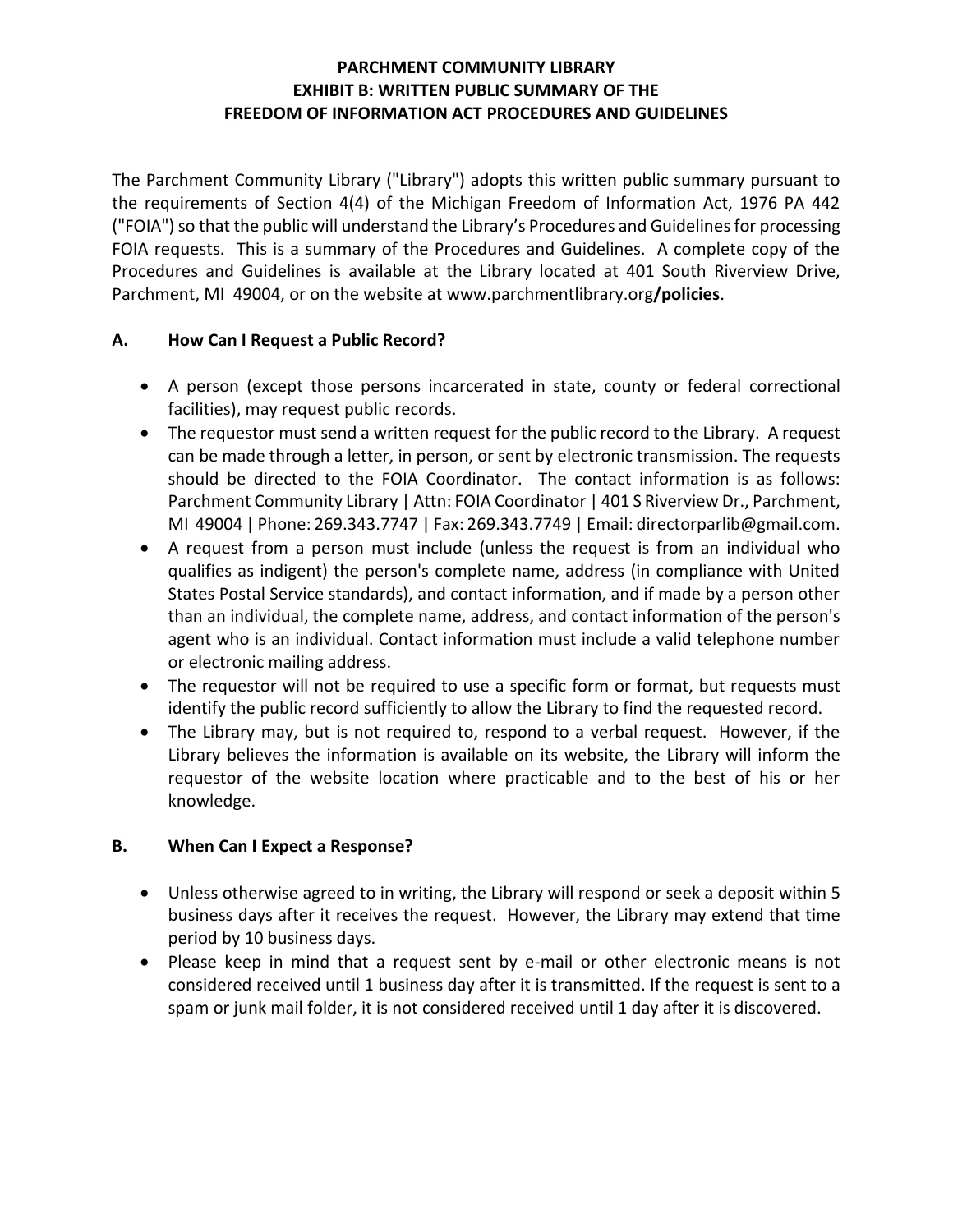# PARCHMENT COMMUNITY LIBRARY
## EXHIBIT B: WRITTEN PUBLIC SUMMARY OF THE FREEDOM OF INFORMATION ACT PROCEDURES AND GUIDELINES

The Parchment Community Library ("Library") adopts this written public summary pursuant to the requirements of Section 4(4) of the Michigan Freedom of Information Act, 1976 PA 442 ("FOIA") so that the public will understand the Library's Procedures and Guidelines for processing FOIA requests. This is a summary of the Procedures and Guidelines. A complete copy of the Procedures and Guidelines is available at the Library located at 401 South Riverview Drive, Parchment, MI 49004, or on the website at www.parchmentlibrary.org**/policies**.

### A. How Can I Request a Public Record?

- A person (except those persons incarcerated in state, county or federal correctional facilities), may request public records.
- The requestor must send a written request for the public record to the Library. A request can be made through a letter, in person, or sent by electronic transmission. The requests should be directed to the FOIA Coordinator. The contact information is as follows: Parchment Community Library | Attn: FOIA Coordinator | 401 S Riverview Dr., Parchment, MI 49004 | Phone: 269.343.7747 | Fax: 269.343.7749 | Email: directorparlib@gmail.com.
- A request from a person must include (unless the request is from an individual who qualifies as indigent) the person's complete name, address (in compliance with United States Postal Service standards), and contact information, and if made by a person other than an individual, the complete name, address, and contact information of the person's agent who is an individual. Contact information must include a valid telephone number or electronic mailing address.
- The requestor will not be required to use a specific form or format, but requests must identify the public record sufficiently to allow the Library to find the requested record.
- The Library may, but is not required to, respond to a verbal request. However, if the Library believes the information is available on its website, the Library will inform the requestor of the website location where practicable and to the best of his or her knowledge.

### B. When Can I Expect a Response?

- Unless otherwise agreed to in writing, the Library will respond or seek a deposit within 5 business days after it receives the request. However, the Library may extend that time period by 10 business days.
- Please keep in mind that a request sent by e-mail or other electronic means is not considered received until 1 business day after it is transmitted. If the request is sent to a spam or junk mail folder, it is not considered received until 1 day after it is discovered.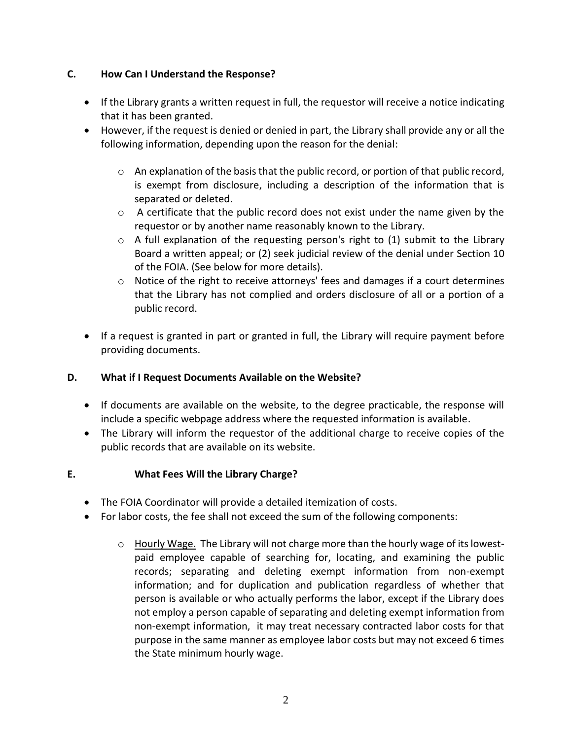### C. How Can I Understand the Response?

- If the Library grants a written request in full, the requestor will receive a notice indicating that it has been granted.
- However, if the request is denied or denied in part, the Library shall provide any or all the following information, depending upon the reason for the denial:
  - An explanation of the basis that the public record, or portion of that public record, is exempt from disclosure, including a description of the information that is separated or deleted.
  - A certificate that the public record does not exist under the name given by the requestor or by another name reasonably known to the Library.
  - A full explanation of the requesting person's right to (1) submit to the Library Board a written appeal; or (2) seek judicial review of the denial under Section 10 of the FOIA. (See below for more details).
  - Notice of the right to receive attorneys' fees and damages if a court determines that the Library has not complied and orders disclosure of all or a portion of a public record.
- If a request is granted in part or granted in full, the Library will require payment before providing documents.

### D. What if I Request Documents Available on the Website?

- If documents are available on the website, to the degree practicable, the response will include a specific webpage address where the requested information is available.
- The Library will inform the requestor of the additional charge to receive copies of the public records that are available on its website.

### E. What Fees Will the Library Charge?

- The FOIA Coordinator will provide a detailed itemization of costs.
- For labor costs, the fee shall not exceed the sum of the following components:
  - Hourly Wage. The Library will not charge more than the hourly wage of its lowest-paid employee capable of searching for, locating, and examining the public records; separating and deleting exempt information from non-exempt information; and for duplication and publication regardless of whether that person is available or who actually performs the labor, except if the Library does not employ a person capable of separating and deleting exempt information from non-exempt information, it may treat necessary contracted labor costs for that purpose in the same manner as employee labor costs but may not exceed 6 times the State minimum hourly wage.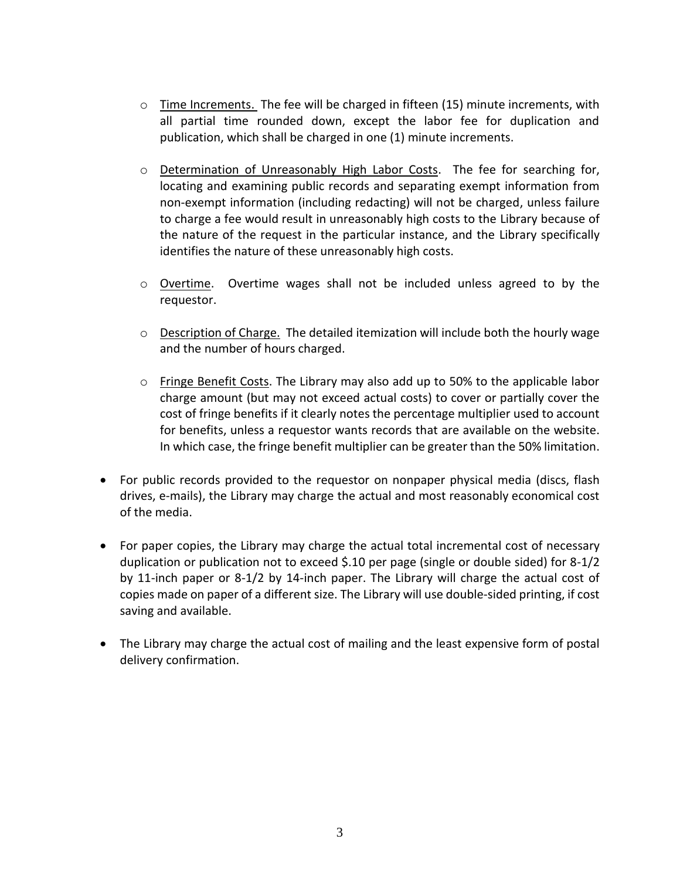- <u>Time Increments.</u> The fee will be charged in fifteen (15) minute increments, with all partial time rounded down, except the labor fee for duplication and publication, which shall be charged in one (1) minute increments.

  - <u>Determination of Unreasonably High Labor Costs</u>. The fee for searching for, locating and examining public records and separating exempt information from non-exempt information (including redacting) will not be charged, unless failure to charge a fee would result in unreasonably high costs to the Library because of the nature of the request in the particular instance, and the Library specifically identifies the nature of these unreasonably high costs.

  - <u>Overtime</u>. Overtime wages shall not be included unless agreed to by the requestor.

  - <u>Description of Charge.</u> The detailed itemization will include both the hourly wage and the number of hours charged.

  - <u>Fringe Benefit Costs</u>. The Library may also add up to 50% to the applicable labor charge amount (but may not exceed actual costs) to cover or partially cover the cost of fringe benefits if it clearly notes the percentage multiplier used to account for benefits, unless a requestor wants records that are available on the website. In which case, the fringe benefit multiplier can be greater than the 50% limitation.

- For public records provided to the requestor on nonpaper physical media (discs, flash drives, e-mails), the Library may charge the actual and most reasonably economical cost of the media.

- For paper copies, the Library may charge the actual total incremental cost of necessary duplication or publication not to exceed $.10 per page (single or double sided) for 8-1/2 by 11-inch paper or 8-1/2 by 14-inch paper. The Library will charge the actual cost of copies made on paper of a different size. The Library will use double-sided printing, if cost saving and available.

- The Library may charge the actual cost of mailing and the least expensive form of postal delivery confirmation.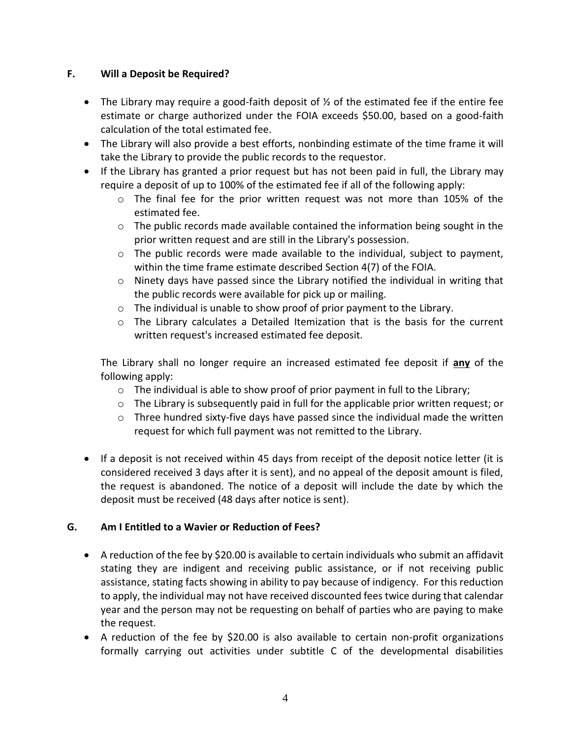### F. Will a Deposit be Required?

- The Library may require a good-faith deposit of ½ of the estimated fee if the entire fee estimate or charge authorized under the FOIA exceeds \$50.00, based on a good-faith calculation of the total estimated fee.
- The Library will also provide a best efforts, nonbinding estimate of the time frame it will take the Library to provide the public records to the requestor.
- If the Library has granted a prior request but has not been paid in full, the Library may require a deposit of up to 100% of the estimated fee if all of the following apply:
  - The final fee for the prior written request was not more than 105% of the estimated fee.
  - The public records made available contained the information being sought in the prior written request and are still in the Library's possession.
  - The public records were made available to the individual, subject to payment, within the time frame estimate described Section 4(7) of the FOIA.
  - Ninety days have passed since the Library notified the individual in writing that the public records were available for pick up or mailing.
  - The individual is unable to show proof of prior payment to the Library.
  - The Library calculates a Detailed Itemization that is the basis for the current written request's increased estimated fee deposit.

  The Library shall no longer require an increased estimated fee deposit if **any** of the following apply:
  - The individual is able to show proof of prior payment in full to the Library;
  - The Library is subsequently paid in full for the applicable prior written request; or
  - Three hundred sixty-five days have passed since the individual made the written request for which full payment was not remitted to the Library.

- If a deposit is not received within 45 days from receipt of the deposit notice letter (it is considered received 3 days after it is sent), and no appeal of the deposit amount is filed, the request is abandoned. The notice of a deposit will include the date by which the deposit must be received (48 days after notice is sent).

### G. Am I Entitled to a Wavier or Reduction of Fees?

- A reduction of the fee by \$20.00 is available to certain individuals who submit an affidavit stating they are indigent and receiving public assistance, or if not receiving public assistance, stating facts showing in ability to pay because of indigency. For this reduction to apply, the individual may not have received discounted fees twice during that calendar year and the person may not be requesting on behalf of parties who are paying to make the request.
- A reduction of the fee by \$20.00 is also available to certain non-profit organizations formally carrying out activities under subtitle C of the developmental disabilities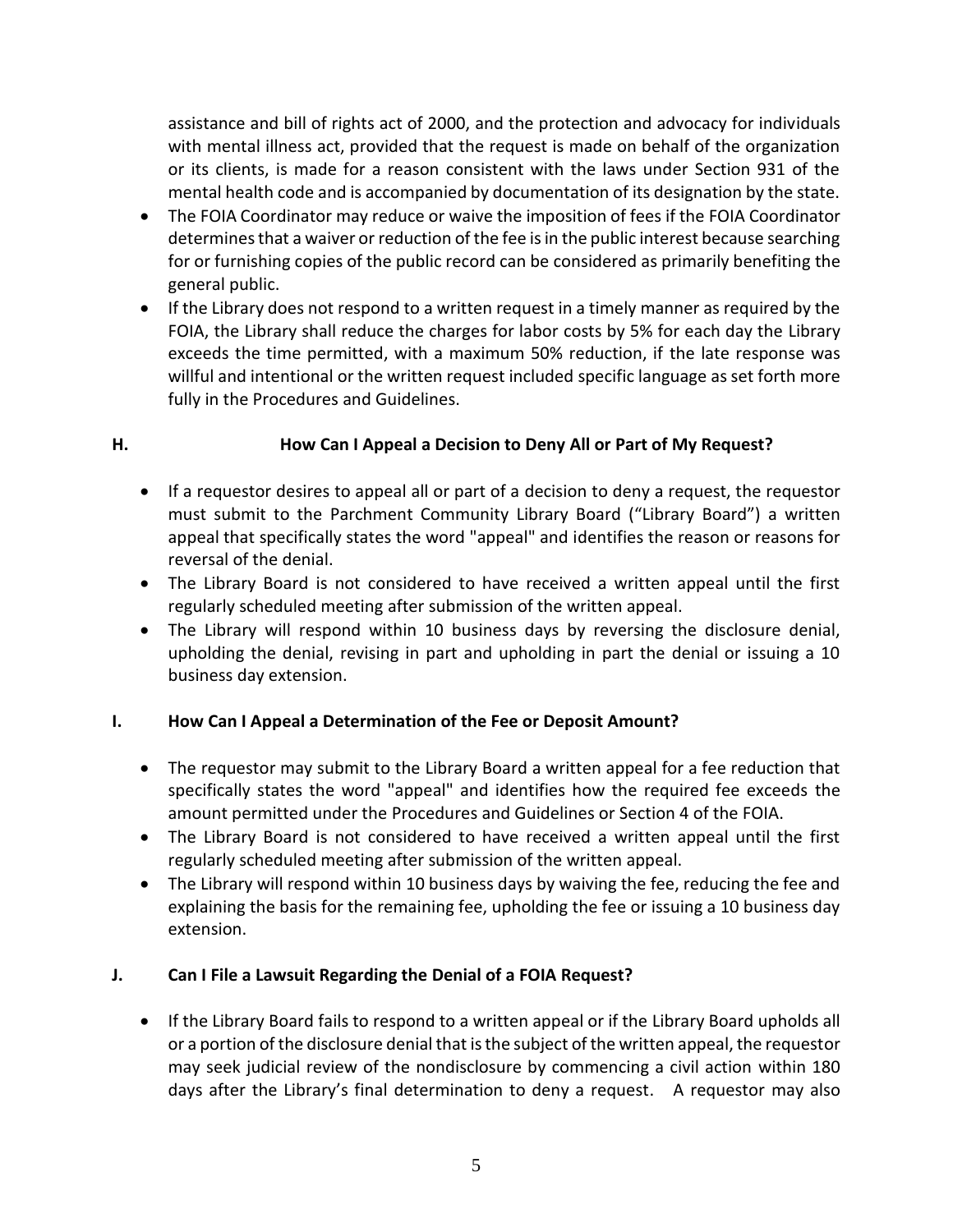assistance and bill of rights act of 2000, and the protection and advocacy for individuals with mental illness act, provided that the request is made on behalf of the organization or its clients, is made for a reason consistent with the laws under Section 931 of the mental health code and is accompanied by documentation of its designation by the state.

- The FOIA Coordinator may reduce or waive the imposition of fees if the FOIA Coordinator determines that a waiver or reduction of the fee is in the public interest because searching for or furnishing copies of the public record can be considered as primarily benefiting the general public.
- If the Library does not respond to a written request in a timely manner as required by the FOIA, the Library shall reduce the charges for labor costs by 5% for each day the Library exceeds the time permitted, with a maximum 50% reduction, if the late response was willful and intentional or the written request included specific language as set forth more fully in the Procedures and Guidelines.

## H. How Can I Appeal a Decision to Deny All or Part of My Request?

- If a requestor desires to appeal all or part of a decision to deny a request, the requestor must submit to the Parchment Community Library Board ("Library Board") a written appeal that specifically states the word "appeal" and identifies the reason or reasons for reversal of the denial.
- The Library Board is not considered to have received a written appeal until the first regularly scheduled meeting after submission of the written appeal.
- The Library will respond within 10 business days by reversing the disclosure denial, upholding the denial, revising in part and upholding in part the denial or issuing a 10 business day extension.

## I. How Can I Appeal a Determination of the Fee or Deposit Amount?

- The requestor may submit to the Library Board a written appeal for a fee reduction that specifically states the word "appeal" and identifies how the required fee exceeds the amount permitted under the Procedures and Guidelines or Section 4 of the FOIA.
- The Library Board is not considered to have received a written appeal until the first regularly scheduled meeting after submission of the written appeal.
- The Library will respond within 10 business days by waiving the fee, reducing the fee and explaining the basis for the remaining fee, upholding the fee or issuing a 10 business day extension.

## J. Can I File a Lawsuit Regarding the Denial of a FOIA Request?

- If the Library Board fails to respond to a written appeal or if the Library Board upholds all or a portion of the disclosure denial that is the subject of the written appeal, the requestor may seek judicial review of the nondisclosure by commencing a civil action within 180 days after the Library's final determination to deny a request. A requestor may also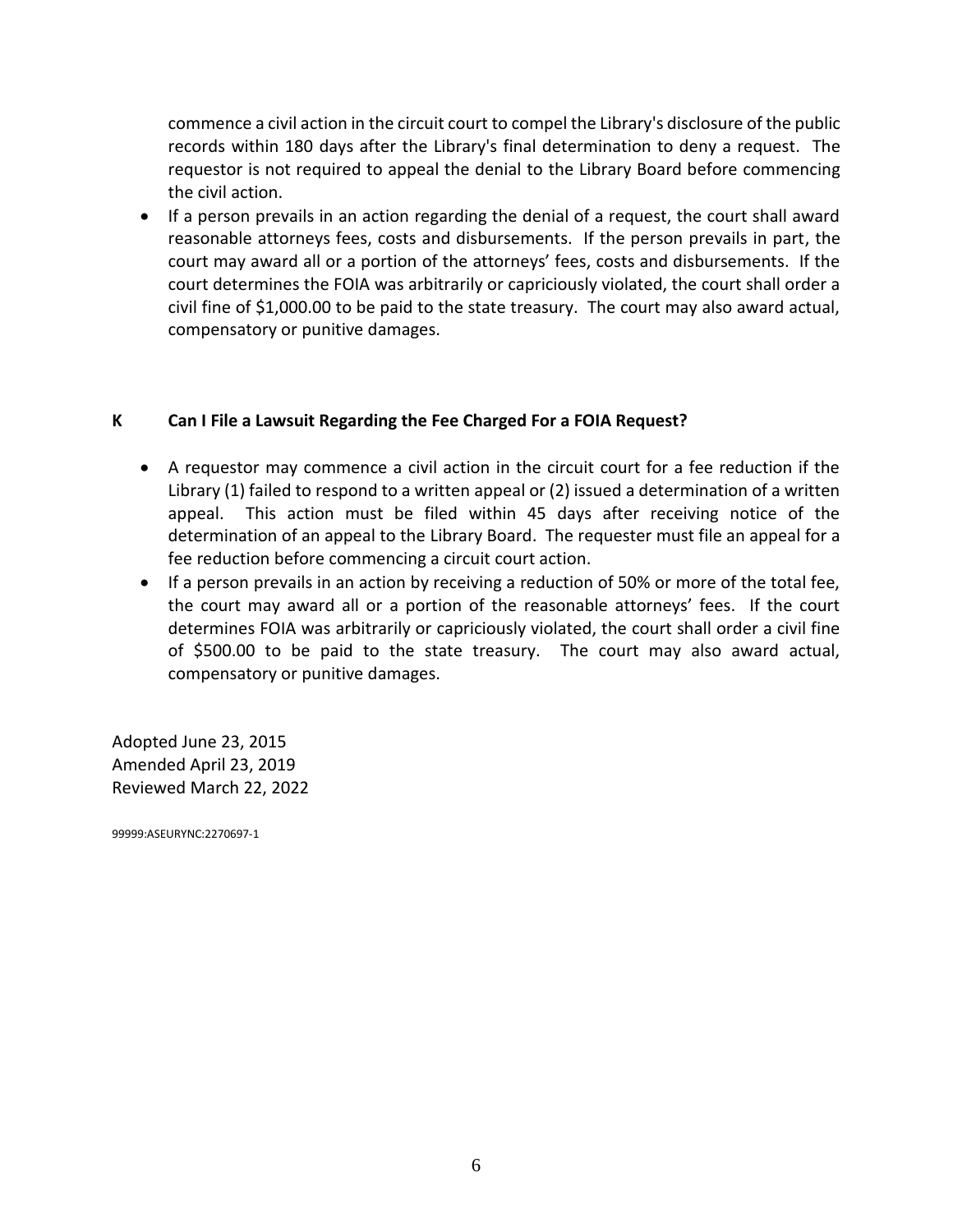commence a civil action in the circuit court to compel the Library's disclosure of the public records within 180 days after the Library's final determination to deny a request. The requestor is not required to appeal the denial to the Library Board before commencing the civil action.

- If a person prevails in an action regarding the denial of a request, the court shall award reasonable attorneys fees, costs and disbursements. If the person prevails in part, the court may award all or a portion of the attorneys' fees, costs and disbursements. If the court determines the FOIA was arbitrarily or capriciously violated, the court shall order a civil fine of $1,000.00 to be paid to the state treasury. The court may also award actual, compensatory or punitive damages.

## K Can I File a Lawsuit Regarding the Fee Charged For a FOIA Request?

- A requestor may commence a civil action in the circuit court for a fee reduction if the Library (1) failed to respond to a written appeal or (2) issued a determination of a written appeal. This action must be filed within 45 days after receiving notice of the determination of an appeal to the Library Board. The requester must file an appeal for a fee reduction before commencing a circuit court action.
- If a person prevails in an action by receiving a reduction of 50% or more of the total fee, the court may award all or a portion of the reasonable attorneys' fees. If the court determines FOIA was arbitrarily or capriciously violated, the court shall order a civil fine of $500.00 to be paid to the state treasury. The court may also award actual, compensatory or punitive damages.

Adopted June 23, 2015
Amended April 23, 2019
Reviewed March 22, 2022

99999:ASEURYNC:2270697-1